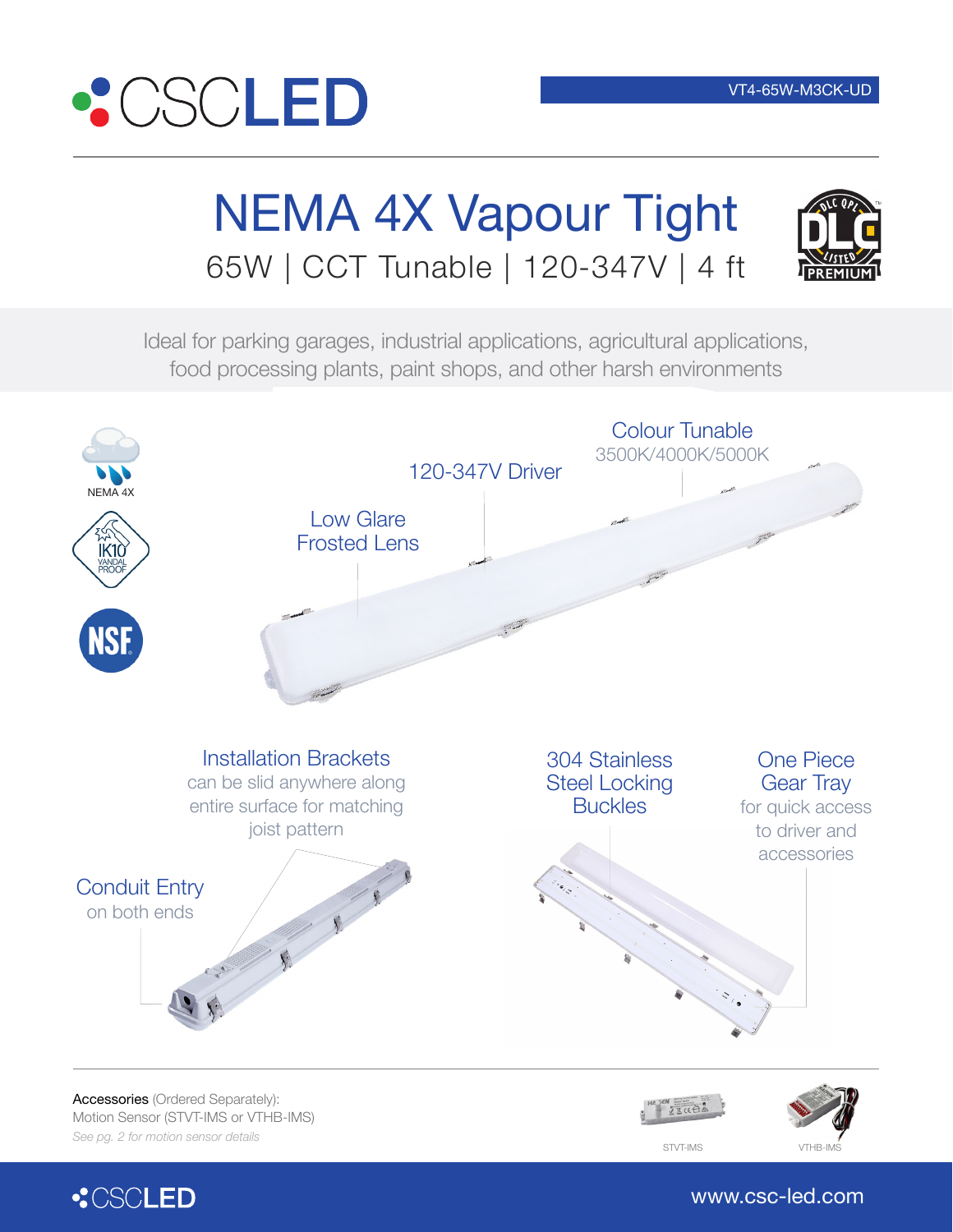CSCLED

VT4-65W-M3CK-UD

# NEMA 4X Vapour Tight

## 65W | CCT Tunable | 120-347V | 4 ft

DLC QPL LISTED PREMIUM

Ideal for parking garages, industrial applications, agricultural applications, food processing plants, paint shops, and other harsh environments

NEMA 4X

IK10 VANDAL PROOF

NSF

**Colour Tunable**
3500K/4000K/5000K

**120-347V Driver**

**Low Glare Frosted Lens**

**Installation Brackets**
can be slid anywhere along entire surface for matching joist pattern

**Conduit Entry**
on both ends

**304 Stainless Steel Locking Buckles**

**One Piece Gear Tray**
for quick access to driver and accessories

Accessories (Ordered Separately):
Motion Sensor (STVT-IMS or VTHB-IMS)
*See pg. 2 for motion sensor details*

STVT-IMS

VTHB-IMS

CSCLED

www.csc-led.com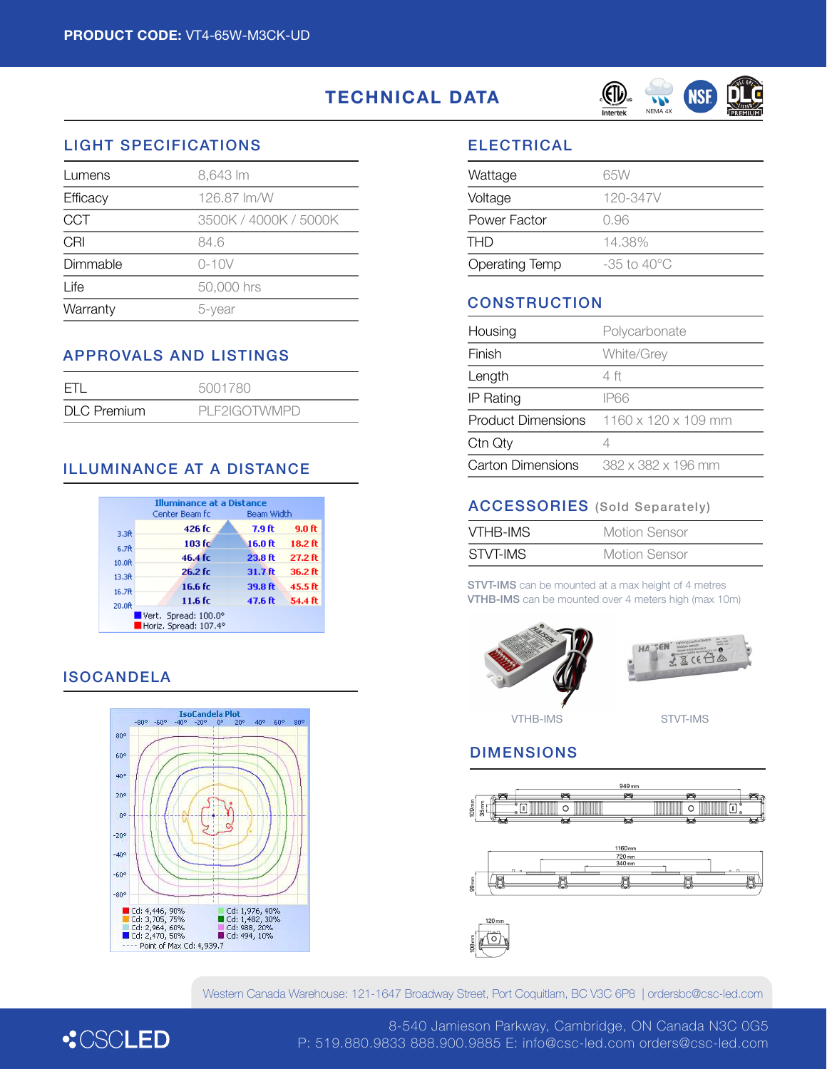**PRODUCT CODE:** VT4-65W-M3CK-UD

# TECHNICAL DATA

Intertek NEMA 4X NSF DLC PREMIUM

## LIGHT SPECIFICATIONS

| | |
|---|---|
| Lumens | 8,643 lm |
| Efficacy | 126.87 lm/W |
| CCT | 3500K / 4000K / 5000K |
| CRI | 84.6 |
| Dimmable | 0-10V |
| Life | 50,000 hrs |
| Warranty | 5-year |

## APPROVALS AND LISTINGS

| | |
|---|---|
| ETL | 5001780 |
| DLC Premium | PLF2IGOTWMPD |

## ILLUMINANCE AT A DISTANCE

Illuminance at a Distance
Center Beam fc
Beam Width

3.3ft 426 fc 7.9 ft 9.0 ft
6.7ft 103 fc 16.0 ft 18.2 ft
10.0ft 46.4 fc 23.8 ft 27.2 ft
13.3ft 26.2 fc 31.7 ft 36.2 ft
16.7ft 16.6 fc 39.8 ft 45.5 ft
20.0ft 11.6 fc 47.6 ft 54.4 ft

Vert. Spread: 100.0°
Horiz. Spread: 107.4°

## ISOCANDELA

IsoCandela Plot

Cd: 4,446, 90%
Cd: 3,705, 75%
Cd: 2,964, 60%
Cd: 2,470, 50%
Cd: 1,976, 40%
Cd: 1,482, 30%
Cd: 988, 20%
Cd: 494, 10%
Point of Max Cd: 4,939.7

## ELECTRICAL

| | |
|---|---|
| Wattage | 65W |
| Voltage | 120-347V |
| Power Factor | 0.96 |
| THD | 14.38% |
| Operating Temp | -35 to 40°C |

## CONSTRUCTION

| | |
|---|---|
| Housing | Polycarbonate |
| Finish | White/Grey |
| Length | 4 ft |
| IP Rating | IP66 |
| Product Dimensions | 1160 x 120 x 109 mm |
| Ctn Qty | 4 |
| Carton Dimensions | 382 x 382 x 196 mm |

## ACCESSORIES (Sold Separately)

| | |
|---|---|
| VTHB-IMS | Motion Sensor |
| STVT-IMS | Motion Sensor |

**STVT-IMS** can be mounted at a max height of 4 metres
**VTHB-IMS** can be mounted over 4 meters high (max 10m)

VTHB-IMS

STVT-IMS

## DIMENSIONS

949 mm
109 mm
35 mm
1160 mm
720 mm
340 mm
99 mm
120 mm
108 mm

Western Canada Warehouse: 121-1647 Broadway Street, Port Coquitlam, BC V3C 6P8 | ordersbc@csc-led.com

CSCLED

8-540 Jamieson Parkway, Cambridge, ON Canada N3C 0G5
P: 519.880.9833 888.900.9885 E: info@csc-led.com orders@csc-led.com